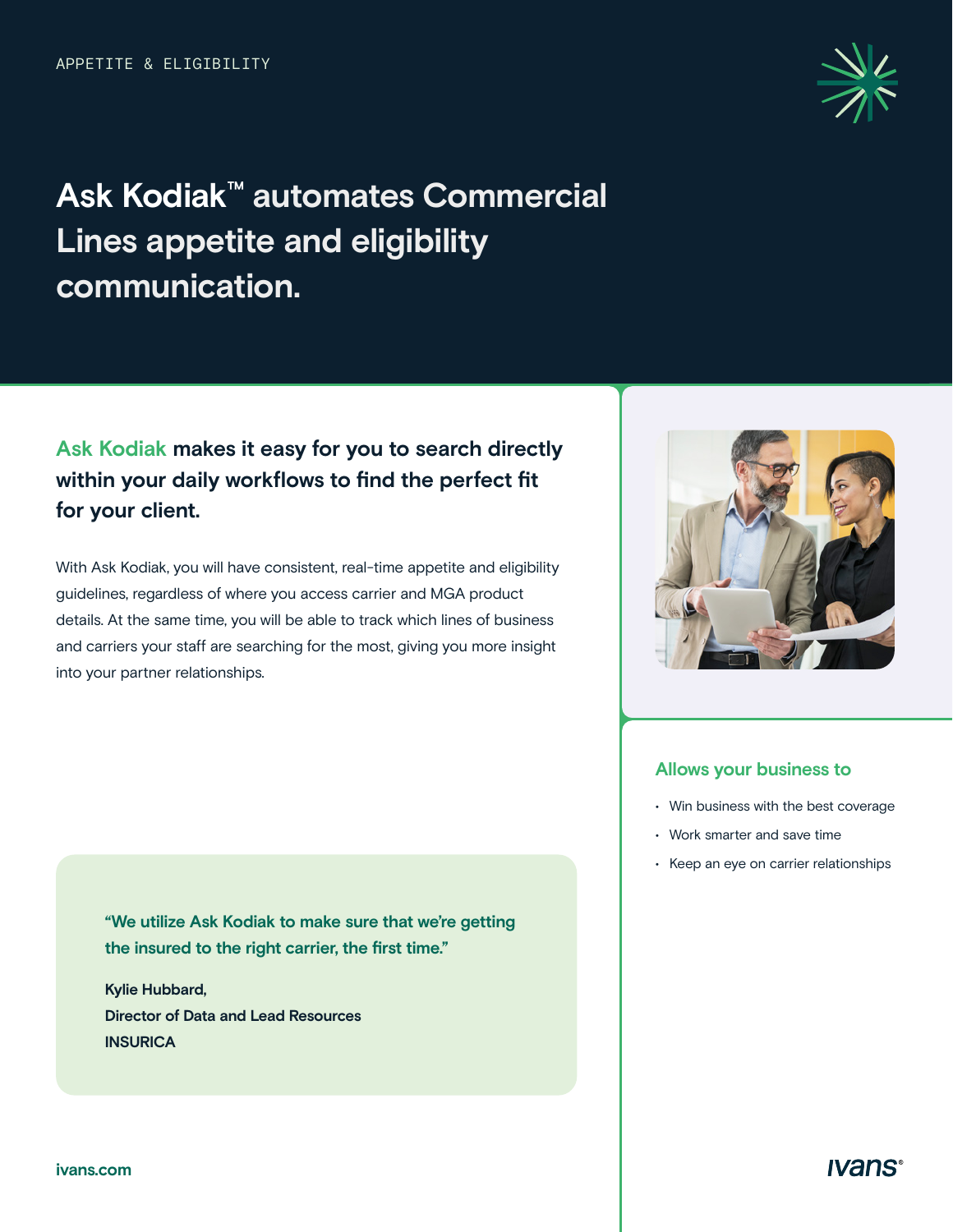APPETITE & ELIGIBILITY

# Ask Kodiak™ automates Commercial Lines appetite and eligibility communication.

## Ask Kodiak makes it easy for you to search directly within your daily workflows to find the perfect fit for your client.

With Ask Kodiak, you will have consistent, real-time appetite and eligibility guidelines, regardless of where you access carrier and MGA product details. At the same time, you will be able to track which lines of business and carriers your staff are searching for the most, giving you more insight into your partner relationships.

> **"We utilize Ask Kodiak to make sure that we're getting the insured to the right carrier, the first time."**
>
> **Kylie Hubbard,**
> **Director of Data and Lead Resources**
> **INSURICA**

### Allows your business to

- Win business with the best coverage
- Work smarter and save time
- Keep an eye on carrier relationships

ivans.com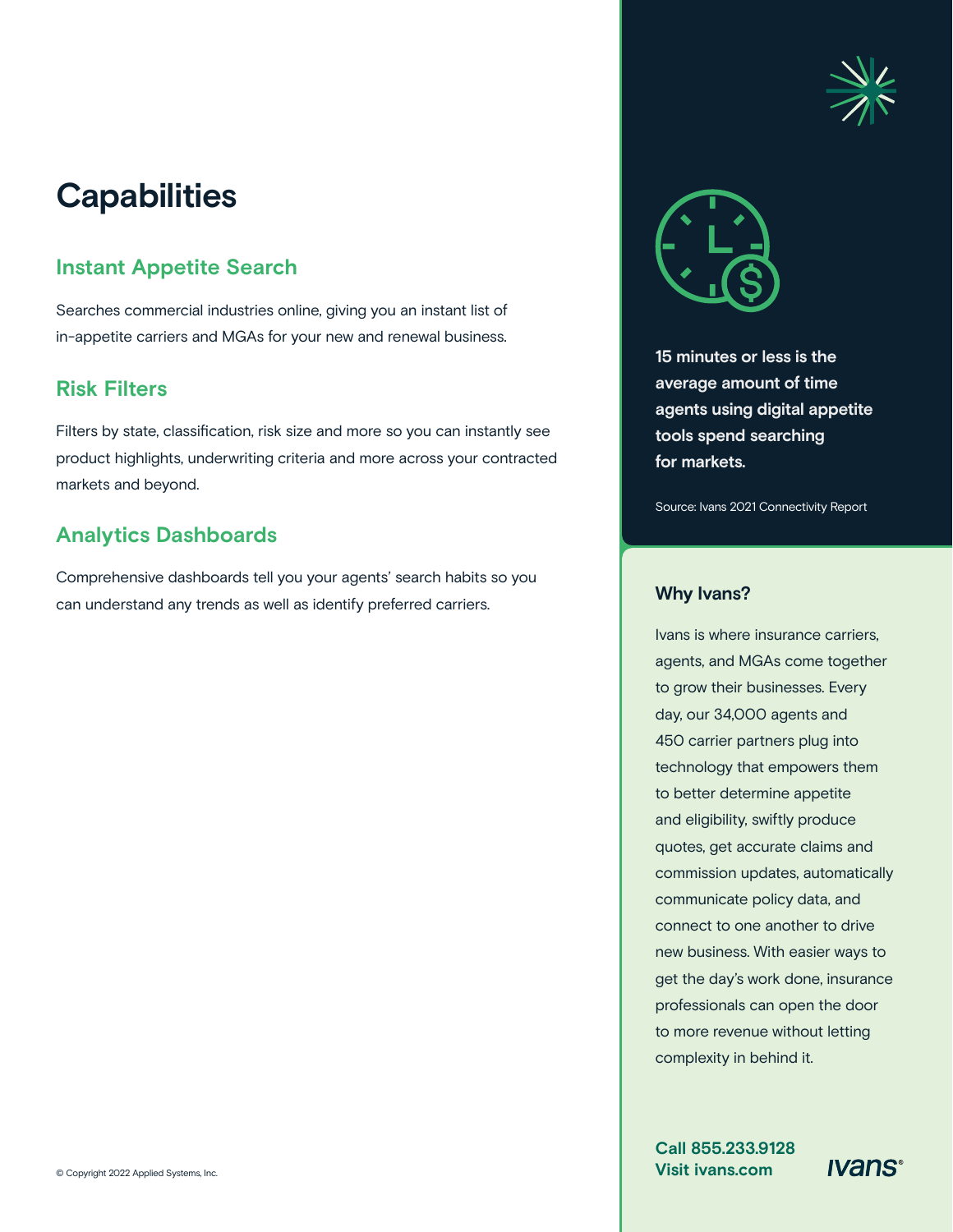# Capabilities

## Instant Appetite Search

Searches commercial industries online, giving you an instant list of in-appetite carriers and MGAs for your new and renewal business.

## Risk Filters

Filters by state, classification, risk size and more so you can instantly see product highlights, underwriting criteria and more across your contracted markets and beyond.

## Analytics Dashboards

Comprehensive dashboards tell you your agents' search habits so you can understand any trends as well as identify preferred carriers.

**15 minutes or less is the average amount of time agents using digital appetite tools spend searching for markets.**

Source: Ivans 2021 Connectivity Report

### Why Ivans?

Ivans is where insurance carriers, agents, and MGAs come together to grow their businesses. Every day, our 34,000 agents and 450 carrier partners plug into technology that empowers them to better determine appetite and eligibility, swiftly produce quotes, get accurate claims and commission updates, automatically communicate policy data, and connect to one another to drive new business. With easier ways to get the day's work done, insurance professionals can open the door to more revenue without letting complexity in behind it.

**Call 855.233.9128**
**Visit ivans.com**

ivans®

© Copyright 2022 Applied Systems, Inc.